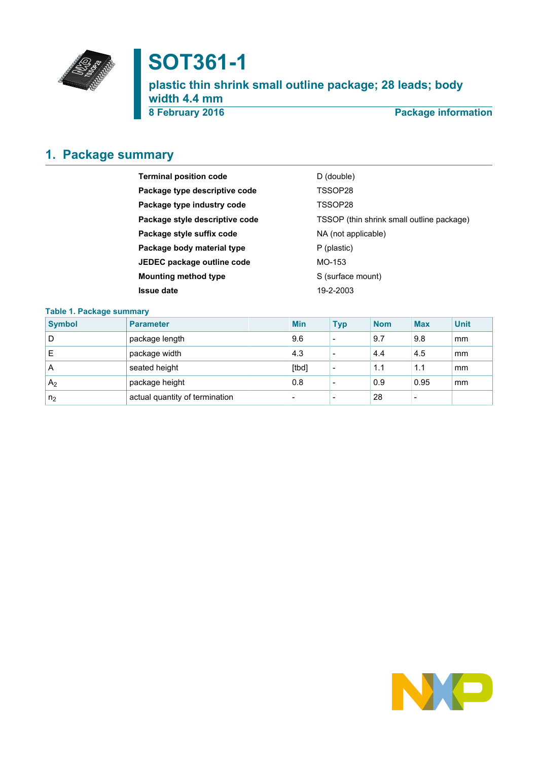# SOT361-1

## plastic thin shrink small outline package; 28 leads; body width 4.4 mm

8 February 2016 — Package information

## 1. Package summary

| | |
|---|---|
| **Terminal position code** | D (double) |
| **Package type descriptive code** | TSSOP28 |
| **Package type industry code** | TSSOP28 |
| **Package style descriptive code** | TSSOP (thin shrink small outline package) |
| **Package style suffix code** | NA (not applicable) |
| **Package body material type** | P (plastic) |
| **JEDEC package outline code** | MO-153 |
| **Mounting method type** | S (surface mount) |
| **Issue date** | 19-2-2003 |

**Table 1. Package summary**

| Symbol | Parameter | Min | Typ | Nom | Max | Unit |
|---|---|---|---|---|---|---|
| D | package length | 9.6 | - | 9.7 | 9.8 | mm |
| E | package width | 4.3 | - | 4.4 | 4.5 | mm |
| A | seated height | [tbd] | - | 1.1 | 1.1 | mm |
| $A_2$ | package height | 0.8 | - | 0.9 | 0.95 | mm |
| $n_2$ | actual quantity of termination | - | - | 28 | - | |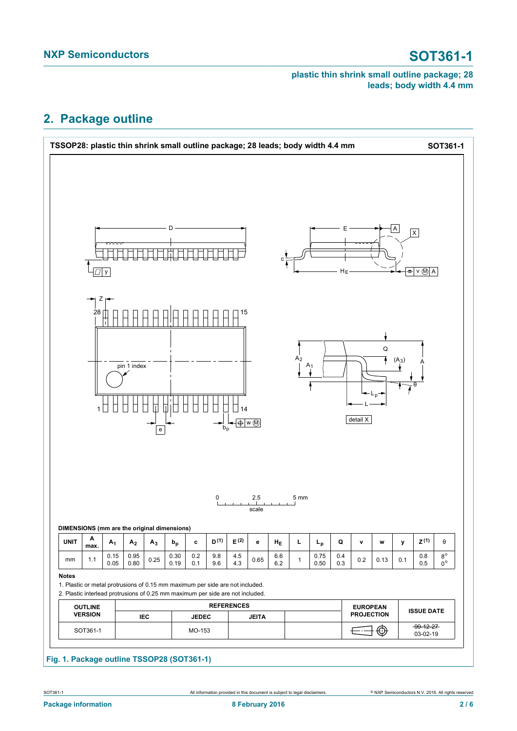## 2. Package outline

**TSSOP28: plastic thin shrink small outline package; 28 leads; body width 4.4 mm** **SOT361-1**

**DIMENSIONS (mm are the original dimensions)**

| UNIT | A max. | $A_1$ | $A_2$ | $A_3$ | $b_p$ | c | D (1) | E (2) | e | $H_E$ | L | $L_p$ | Q | v | w | y | Z (1) | θ |
|---|---|---|---|---|---|---|---|---|---|---|---|---|---|---|---|---|---|---|
| mm | 1.1 | 0.15<br>0.05 | 0.95<br>0.80 | 0.25 | 0.30<br>0.19 | 0.2<br>0.1 | 9.8<br>9.6 | 4.5<br>4.3 | 0.65 | 6.6<br>6.2 | 1 | 0.75<br>0.50 | 0.4<br>0.3 | 0.2 | 0.13 | 0.1 | 0.8<br>0.5 | 8°<br>0° |

**Notes**

1. Plastic or metal protrusions of 0.15 mm maximum per side are not included.
2. Plastic interlead protrusions of 0.25 mm maximum per side are not included.

| OUTLINE VERSION | REFERENCES | | | | EUROPEAN PROJECTION | ISSUE DATE |
|---|---|---|---|---|---|---|
| | IEC | JEDEC | JEITA | | | |
| SOT361-1 | | MO-153 | | | | ~~99-12-27~~<br>03-02-19 |

**Fig. 1. Package outline TSSOP28 (SOT361-1)**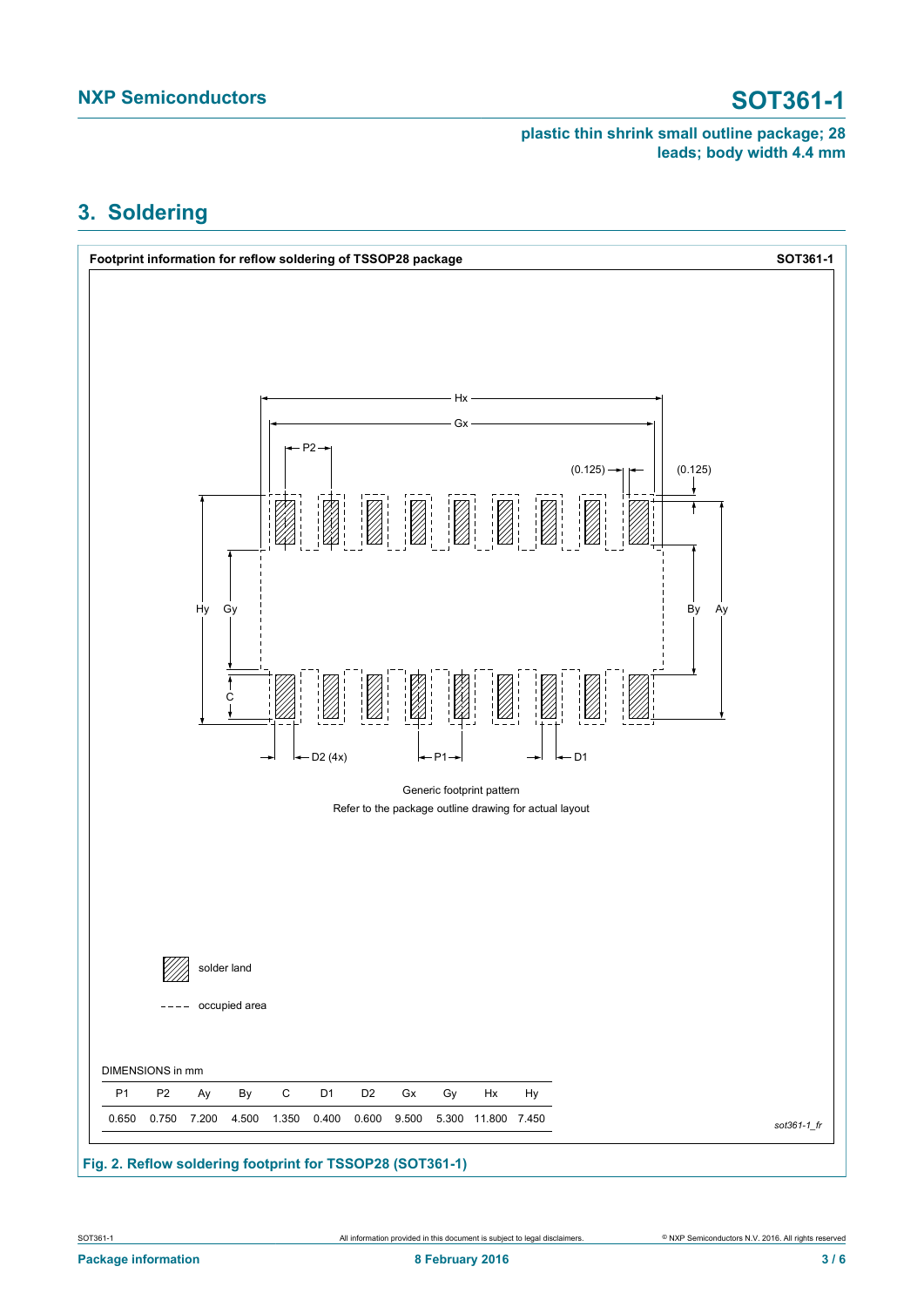## 3. Soldering

**Footprint information for reflow soldering of TSSOP28 package** **SOT361-1**

Generic footprint pattern

Refer to the package outline drawing for actual layout

solder land

occupied area

DIMENSIONS in mm

| P1 | P2 | Ay | By | C | D1 | D2 | Gx | Gy | Hx | Hy |
|---|---|---|---|---|---|---|---|---|---|---|
| 0.650 | 0.750 | 7.200 | 4.500 | 1.350 | 0.400 | 0.600 | 9.500 | 5.300 | 11.800 | 7.450 |

*sot361-1_fr*

**Fig. 2. Reflow soldering footprint for TSSOP28 (SOT361-1)**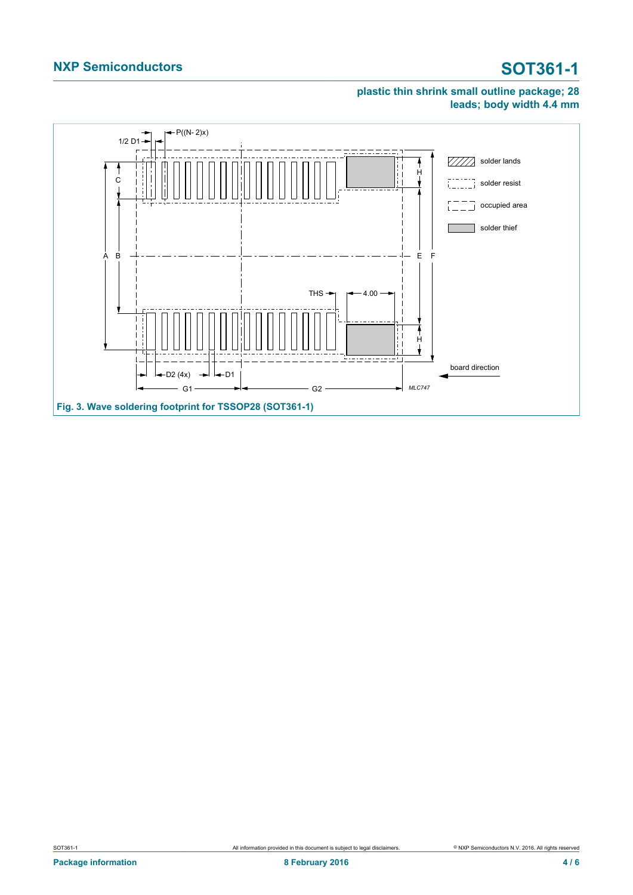Fig. 3. Wave soldering footprint for TSSOP28 (SOT361-1)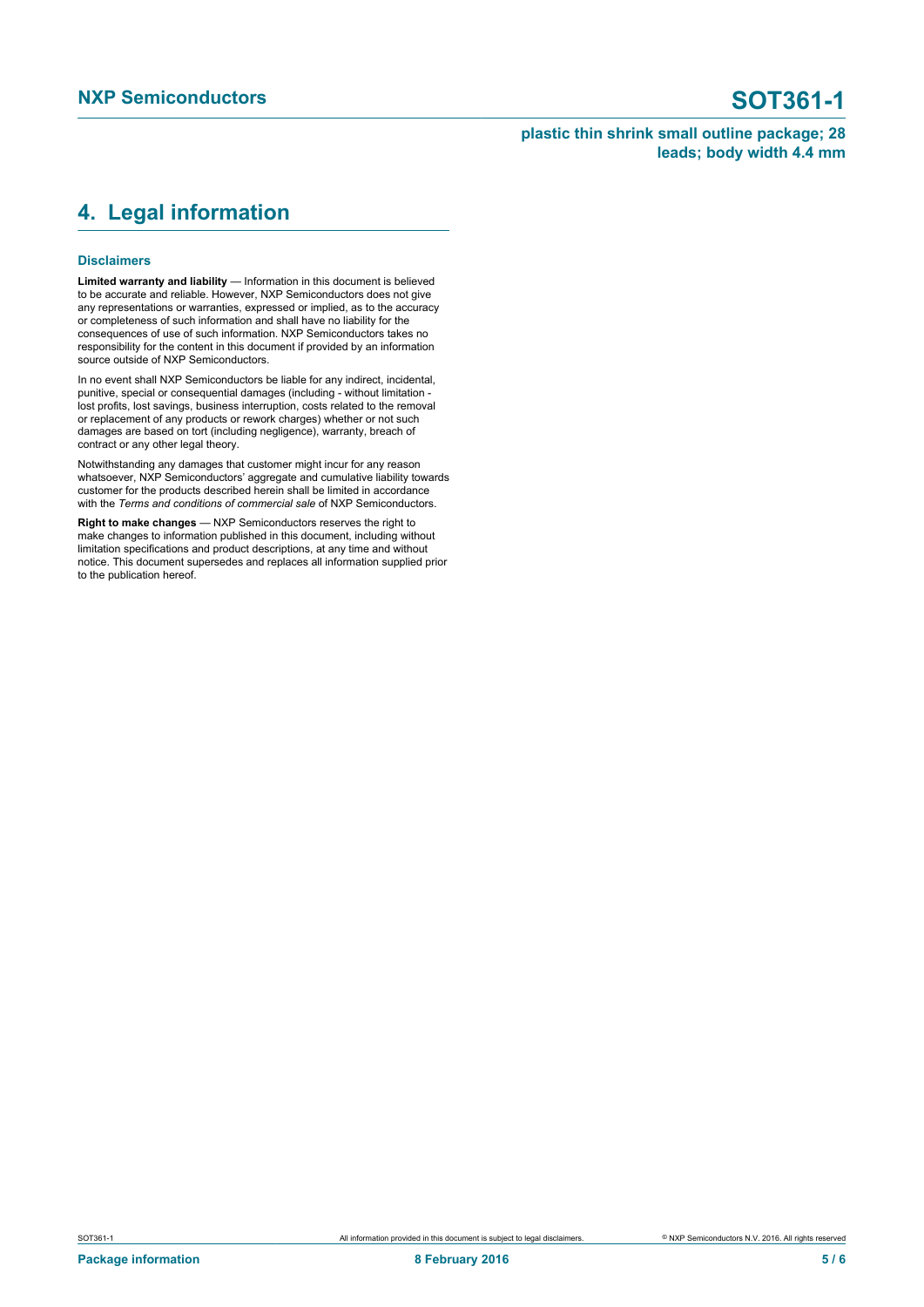## 4. Legal information

### Disclaimers

**Limited warranty and liability** — Information in this document is believed to be accurate and reliable. However, NXP Semiconductors does not give any representations or warranties, expressed or implied, as to the accuracy or completeness of such information and shall have no liability for the consequences of use of such information. NXP Semiconductors takes no responsibility for the content in this document if provided by an information source outside of NXP Semiconductors.

In no event shall NXP Semiconductors be liable for any indirect, incidental, punitive, special or consequential damages (including - without limitation - lost profits, lost savings, business interruption, costs related to the removal or replacement of any products or rework charges) whether or not such damages are based on tort (including negligence), warranty, breach of contract or any other legal theory.

Notwithstanding any damages that customer might incur for any reason whatsoever, NXP Semiconductors' aggregate and cumulative liability towards customer for the products described herein shall be limited in accordance with the *Terms and conditions of commercial sale* of NXP Semiconductors.

**Right to make changes** — NXP Semiconductors reserves the right to make changes to information published in this document, including without limitation specifications and product descriptions, at any time and without notice. This document supersedes and replaces all information supplied prior to the publication hereof.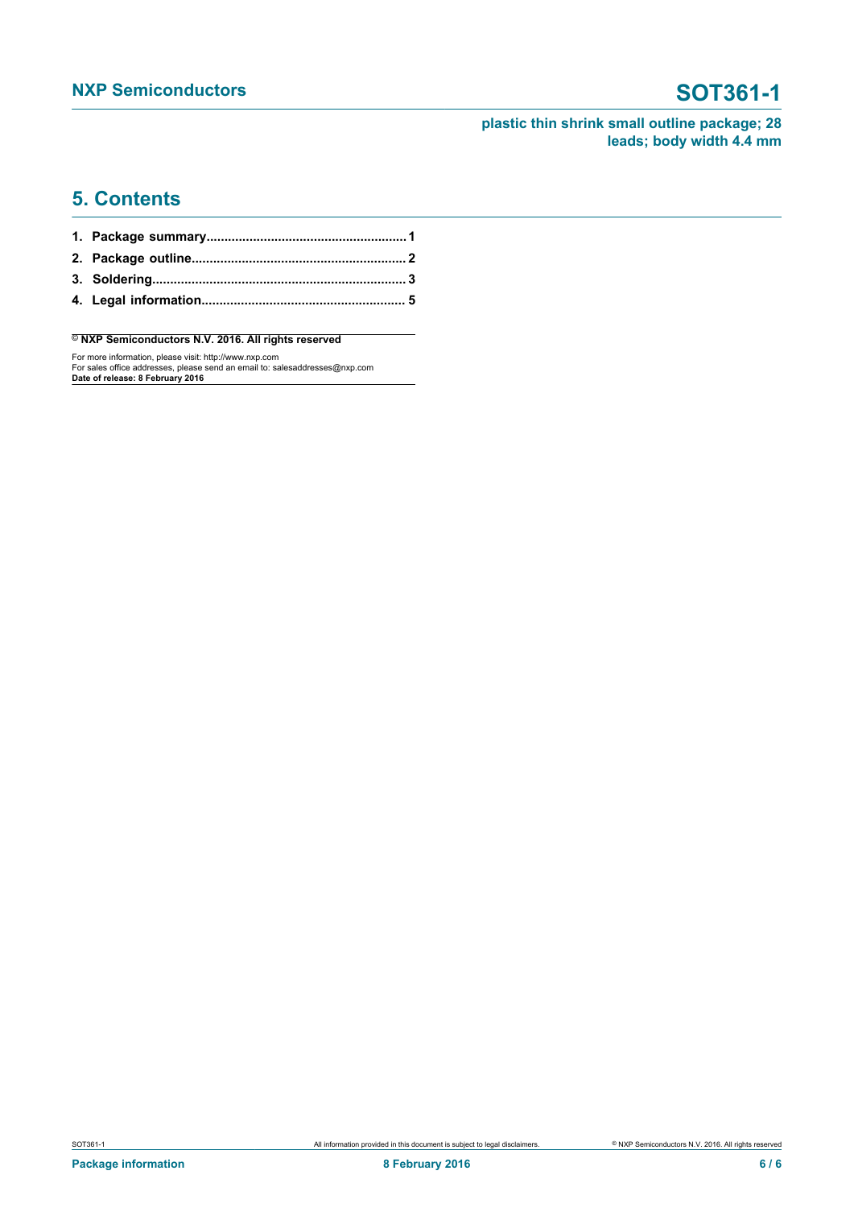## 5. Contents

**1. Package summary....................................................... 1**
**2. Package outline........................................................... 2**
**3. Soldering..................................................................... 3**
**4. Legal information........................................................ 5**

**© NXP Semiconductors N.V. 2016. All rights reserved**

For more information, please visit: http://www.nxp.com
For sales office addresses, please send an email to: salesaddresses@nxp.com
**Date of release: 8 February 2016**